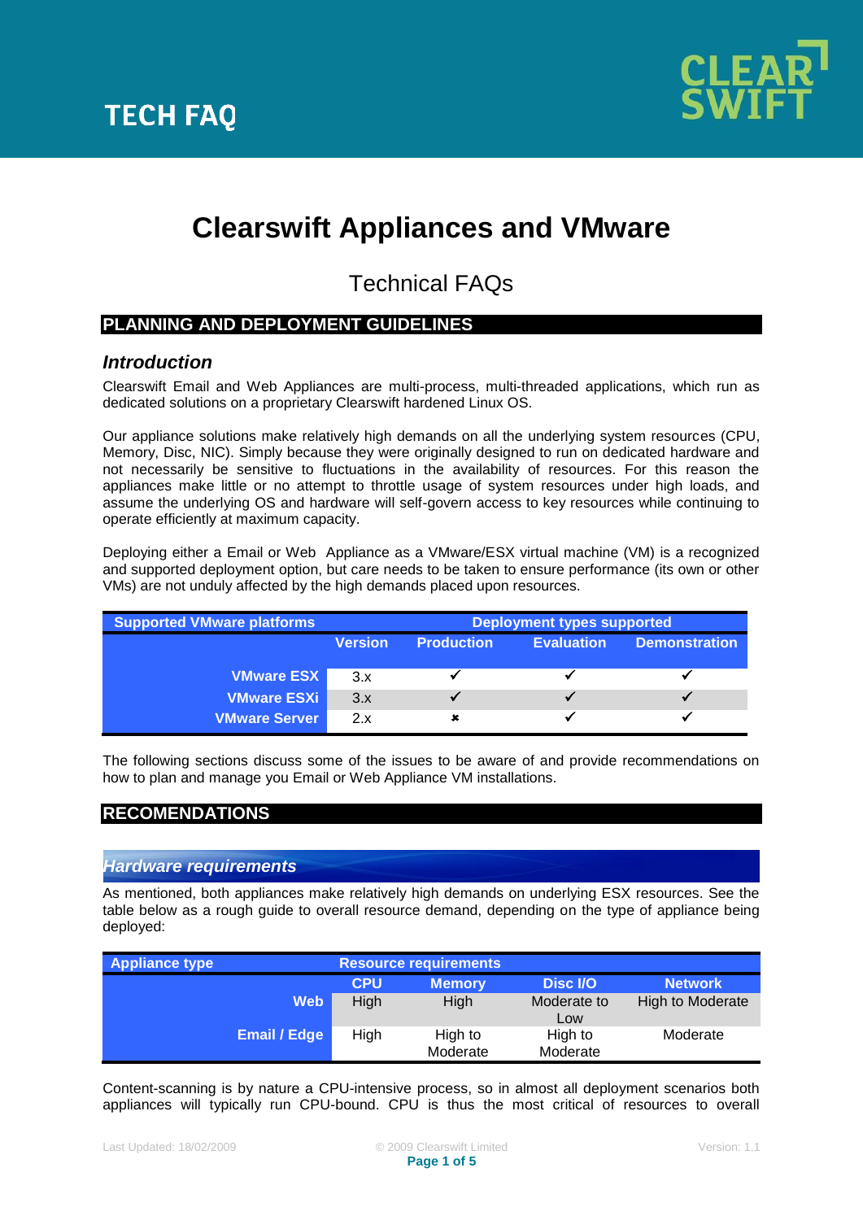TECH FAQ

# Clearswift Appliances and VMware

## Technical FAQs

## PLANNING AND DEPLOYMENT GUIDELINES

### *Introduction*

Clearswift Email and Web Appliances are multi-process, multi-threaded applications, which run as dedicated solutions on a proprietary Clearswift hardened Linux OS.

Our appliance solutions make relatively high demands on all the underlying system resources (CPU, Memory, Disc, NIC). Simply because they were originally designed to run on dedicated hardware and not necessarily be sensitive to fluctuations in the availability of resources. For this reason the appliances make little or no attempt to throttle usage of system resources under high loads, and assume the underlying OS and hardware will self-govern access to key resources while continuing to operate efficiently at maximum capacity.

Deploying either a Email or Web Appliance as a VMware/ESX virtual machine (VM) is a recognized and supported deployment option, but care needs to be taken to ensure performance (its own or other VMs) are not unduly affected by the high demands placed upon resources.

| Supported VMware platforms | Deployment types supported | | | |
|---|---|---|---|---|
| | Version | Production | Evaluation | Demonstration |
| VMware ESX | 3.x | ✓ | ✓ | ✓ |
| VMware ESXi | 3.x | ✓ | ✓ | ✓ |
| VMware Server | 2.x | ✗ | ✓ | ✓ |

The following sections discuss some of the issues to be aware of and provide recommendations on how to plan and manage you Email or Web Appliance VM installations.

## RECOMENDATIONS

### *Hardware requirements*

As mentioned, both appliances make relatively high demands on underlying ESX resources. See the table below as a rough guide to overall resource demand, depending on the type of appliance being deployed:

| Appliance type | Resource requirements | | | |
|---|---|---|---|---|
| | CPU | Memory | Disc I/O | Network |
| Web | High | High | Moderate to Low | High to Moderate |
| Email / Edge | High | High to Moderate | High to Moderate | Moderate |

Content-scanning is by nature a CPU-intensive process, so in almost all deployment scenarios both appliances will typically run CPU-bound. CPU is thus the most critical of resources to overall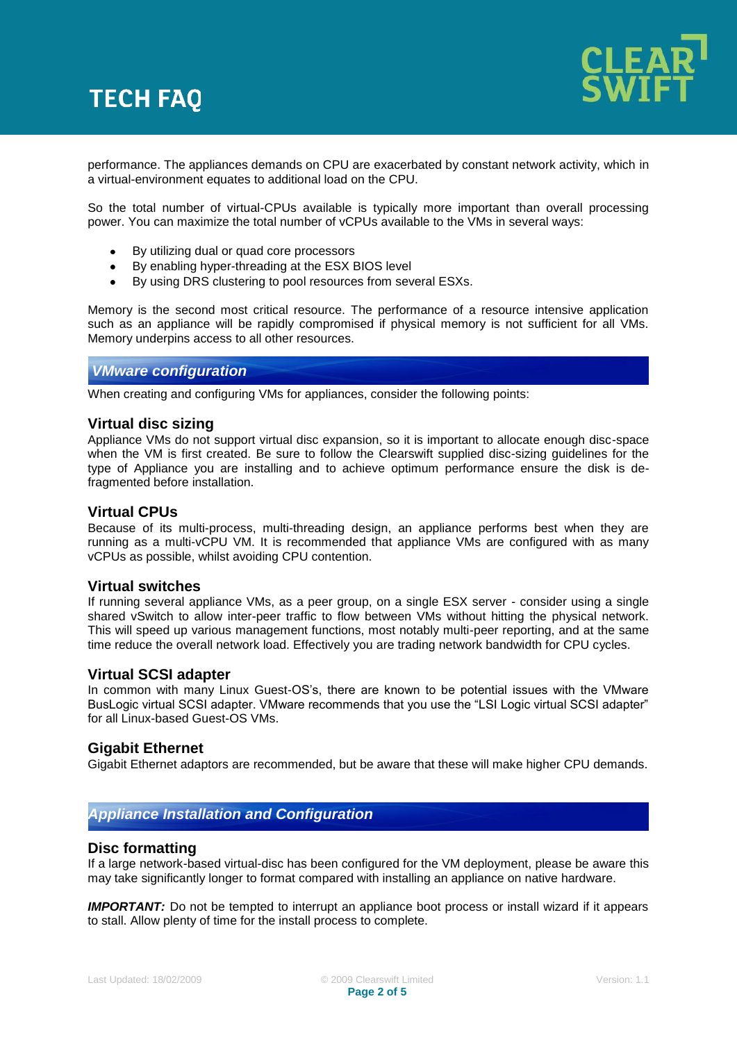performance. The appliances demands on CPU are exacerbated by constant network activity, which in a virtual-environment equates to additional load on the CPU.

So the total number of virtual-CPUs available is typically more important than overall processing power. You can maximize the total number of vCPUs available to the VMs in several ways:

- By utilizing dual or quad core processors
- By enabling hyper-threading at the ESX BIOS level
- By using DRS clustering to pool resources from several ESXs.

Memory is the second most critical resource. The performance of a resource intensive application such as an appliance will be rapidly compromised if physical memory is not sufficient for all VMs. Memory underpins access to all other resources.

## *VMware configuration*

When creating and configuring VMs for appliances, consider the following points:

### Virtual disc sizing

Appliance VMs do not support virtual disc expansion, so it is important to allocate enough disc-space when the VM is first created. Be sure to follow the Clearswift supplied disc-sizing guidelines for the type of Appliance you are installing and to achieve optimum performance ensure the disk is de-fragmented before installation.

### Virtual CPUs

Because of its multi-process, multi-threading design, an appliance performs best when they are running as a multi-vCPU VM. It is recommended that appliance VMs are configured with as many vCPUs as possible, whilst avoiding CPU contention.

### Virtual switches

If running several appliance VMs, as a peer group, on a single ESX server - consider using a single shared vSwitch to allow inter-peer traffic to flow between VMs without hitting the physical network. This will speed up various management functions, most notably multi-peer reporting, and at the same time reduce the overall network load. Effectively you are trading network bandwidth for CPU cycles.

### Virtual SCSI adapter

In common with many Linux Guest-OS's, there are known to be potential issues with the VMware BusLogic virtual SCSI adapter. VMware recommends that you use the "LSI Logic virtual SCSI adapter" for all Linux-based Guest-OS VMs.

### Gigabit Ethernet

Gigabit Ethernet adaptors are recommended, but be aware that these will make higher CPU demands.

## *Appliance Installation and Configuration*

### Disc formatting

If a large network-based virtual-disc has been configured for the VM deployment, please be aware this may take significantly longer to format compared with installing an appliance on native hardware.

***IMPORTANT:*** Do not be tempted to interrupt an appliance boot process or install wizard if it appears to stall. Allow plenty of time for the install process to complete.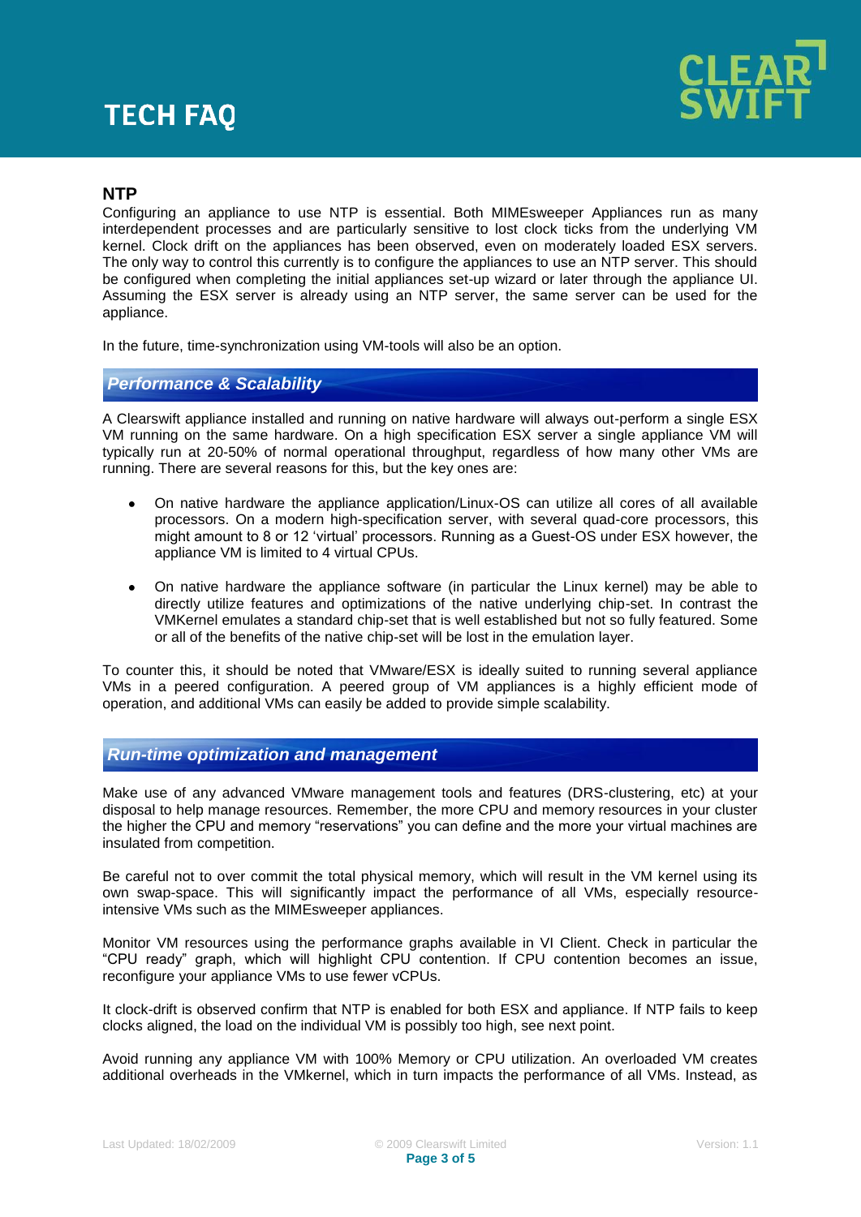## NTP

Configuring an appliance to use NTP is essential. Both MIMEsweeper Appliances run as many interdependent processes and are particularly sensitive to lost clock ticks from the underlying VM kernel. Clock drift on the appliances has been observed, even on moderately loaded ESX servers. The only way to control this currently is to configure the appliances to use an NTP server. This should be configured when completing the initial appliances set-up wizard or later through the appliance UI. Assuming the ESX server is already using an NTP server, the same server can be used for the appliance.

In the future, time-synchronization using VM-tools will also be an option.

## *Performance & Scalability*

A Clearswift appliance installed and running on native hardware will always out-perform a single ESX VM running on the same hardware. On a high specification ESX server a single appliance VM will typically run at 20-50% of normal operational throughput, regardless of how many other VMs are running. There are several reasons for this, but the key ones are:

- On native hardware the appliance application/Linux-OS can utilize all cores of all available processors. On a modern high-specification server, with several quad-core processors, this might amount to 8 or 12 'virtual' processors. Running as a Guest-OS under ESX however, the appliance VM is limited to 4 virtual CPUs.

- On native hardware the appliance software (in particular the Linux kernel) may be able to directly utilize features and optimizations of the native underlying chip-set. In contrast the VMKernel emulates a standard chip-set that is well established but not so fully featured. Some or all of the benefits of the native chip-set will be lost in the emulation layer.

To counter this, it should be noted that VMware/ESX is ideally suited to running several appliance VMs in a peered configuration. A peered group of VM appliances is a highly efficient mode of operation, and additional VMs can easily be added to provide simple scalability.

## *Run-time optimization and management*

Make use of any advanced VMware management tools and features (DRS-clustering, etc) at your disposal to help manage resources. Remember, the more CPU and memory resources in your cluster the higher the CPU and memory "reservations" you can define and the more your virtual machines are insulated from competition.

Be careful not to over commit the total physical memory, which will result in the VM kernel using its own swap-space. This will significantly impact the performance of all VMs, especially resource-intensive VMs such as the MIMEsweeper appliances.

Monitor VM resources using the performance graphs available in VI Client. Check in particular the "CPU ready" graph, which will highlight CPU contention. If CPU contention becomes an issue, reconfigure your appliance VMs to use fewer vCPUs.

It clock-drift is observed confirm that NTP is enabled for both ESX and appliance. If NTP fails to keep clocks aligned, the load on the individual VM is possibly too high, see next point.

Avoid running any appliance VM with 100% Memory or CPU utilization. An overloaded VM creates additional overheads in the VMkernel, which in turn impacts the performance of all VMs. Instead, as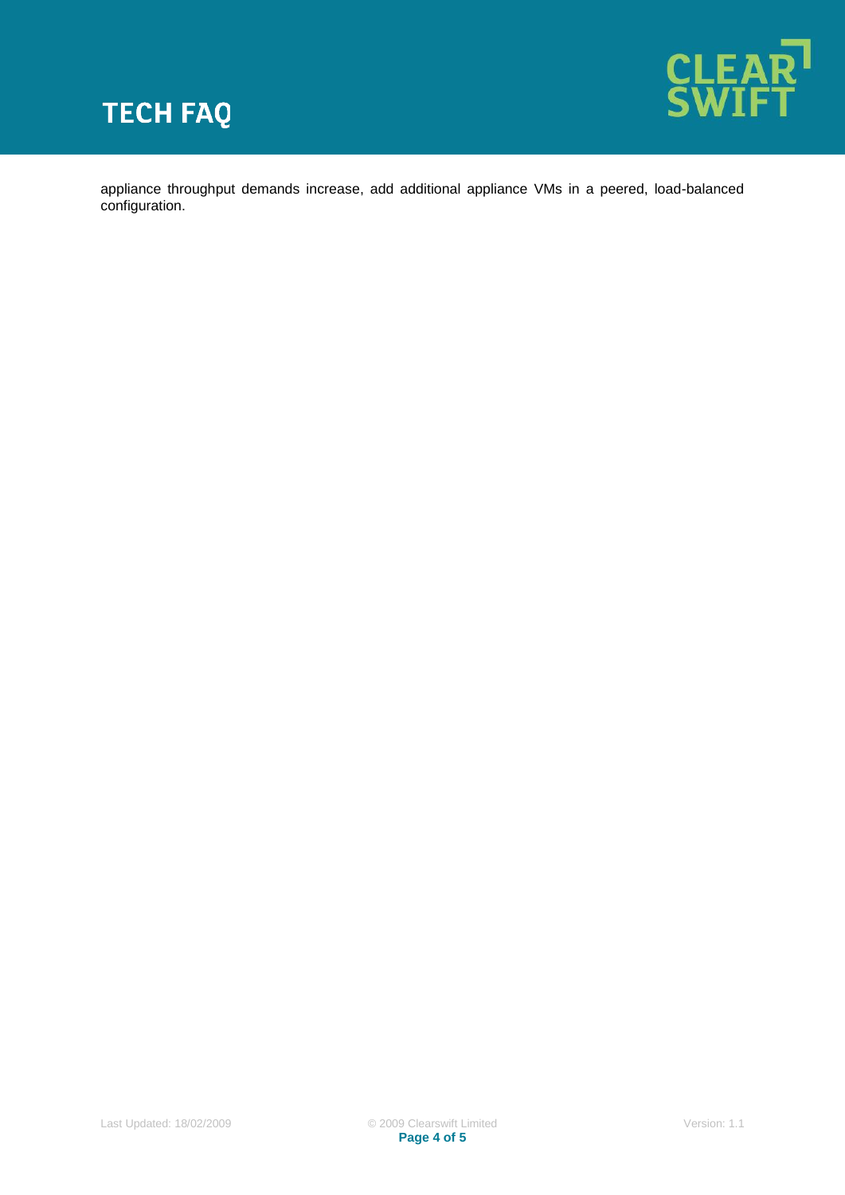appliance throughput demands increase, add additional appliance VMs in a peered, load-balanced configuration.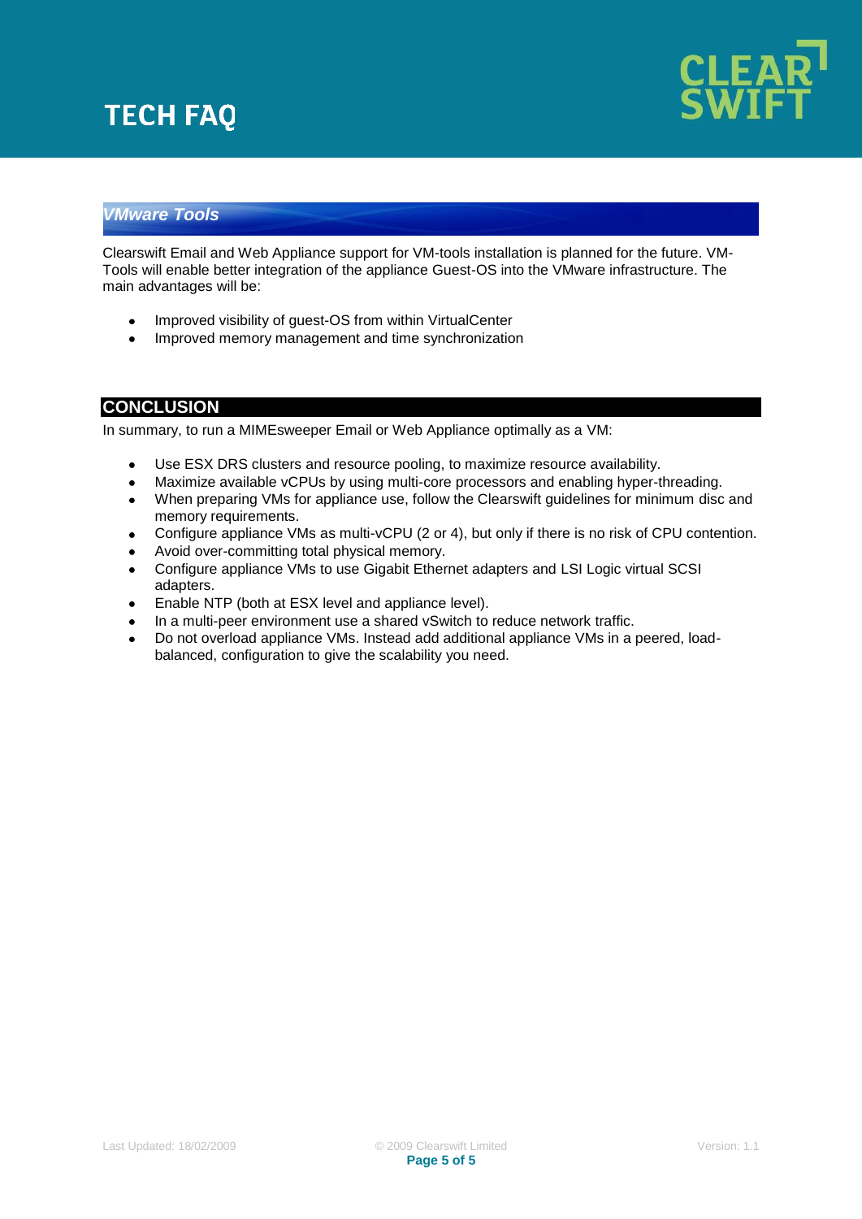## *VMware Tools*

Clearswift Email and Web Appliance support for VM-tools installation is planned for the future. VM-Tools will enable better integration of the appliance Guest-OS into the VMware infrastructure. The main advantages will be:

- Improved visibility of guest-OS from within VirtualCenter
- Improved memory management and time synchronization

## CONCLUSION

In summary, to run a MIMEsweeper Email or Web Appliance optimally as a VM:

- Use ESX DRS clusters and resource pooling, to maximize resource availability.
- Maximize available vCPUs by using multi-core processors and enabling hyper-threading.
- When preparing VMs for appliance use, follow the Clearswift guidelines for minimum disc and memory requirements.
- Configure appliance VMs as multi-vCPU (2 or 4), but only if there is no risk of CPU contention.
- Avoid over-committing total physical memory.
- Configure appliance VMs to use Gigabit Ethernet adapters and LSI Logic virtual SCSI adapters.
- Enable NTP (both at ESX level and appliance level).
- In a multi-peer environment use a shared vSwitch to reduce network traffic.
- Do not overload appliance VMs. Instead add additional appliance VMs in a peered, load-balanced, configuration to give the scalability you need.